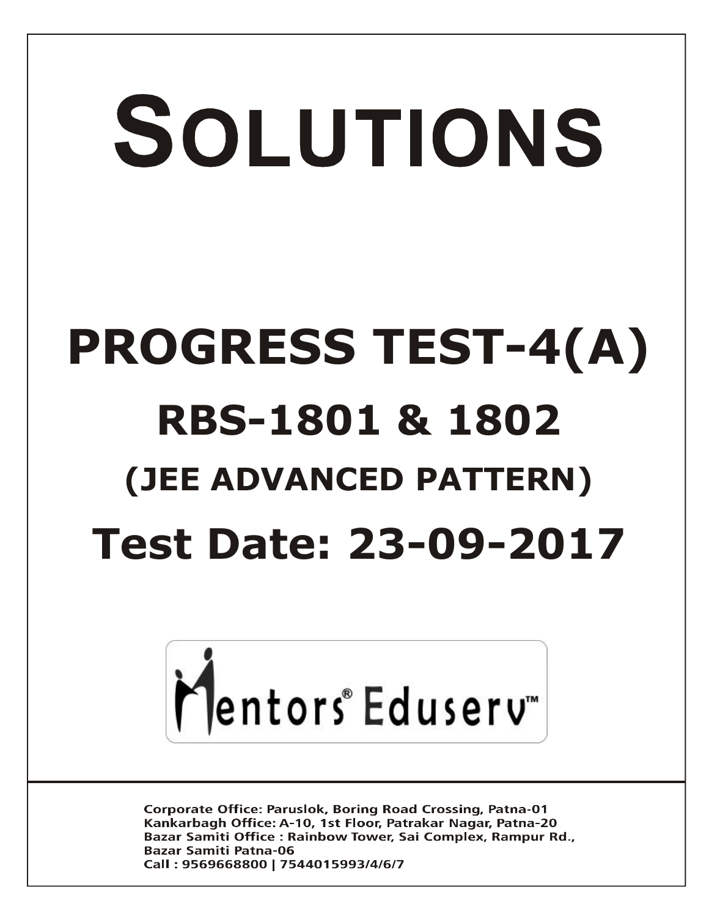# SOLUTIONS

# PROGRESS TEST-4(A)

## RBS-1801 & 1802

## (JEE ADVANCED PATTERN)

## Test Date: 23-09-2017

Mentors® Eduserv™

Corporate Office: Paruslok, Boring Road Crossing, Patna-01
Kankarbagh Office: A-10, 1st Floor, Patrakar Nagar, Patna-20
Bazar Samiti Office : Rainbow Tower, Sai Complex, Rampur Rd., Bazar Samiti Patna-06
Call : 9569668800 | 7544015993/4/6/7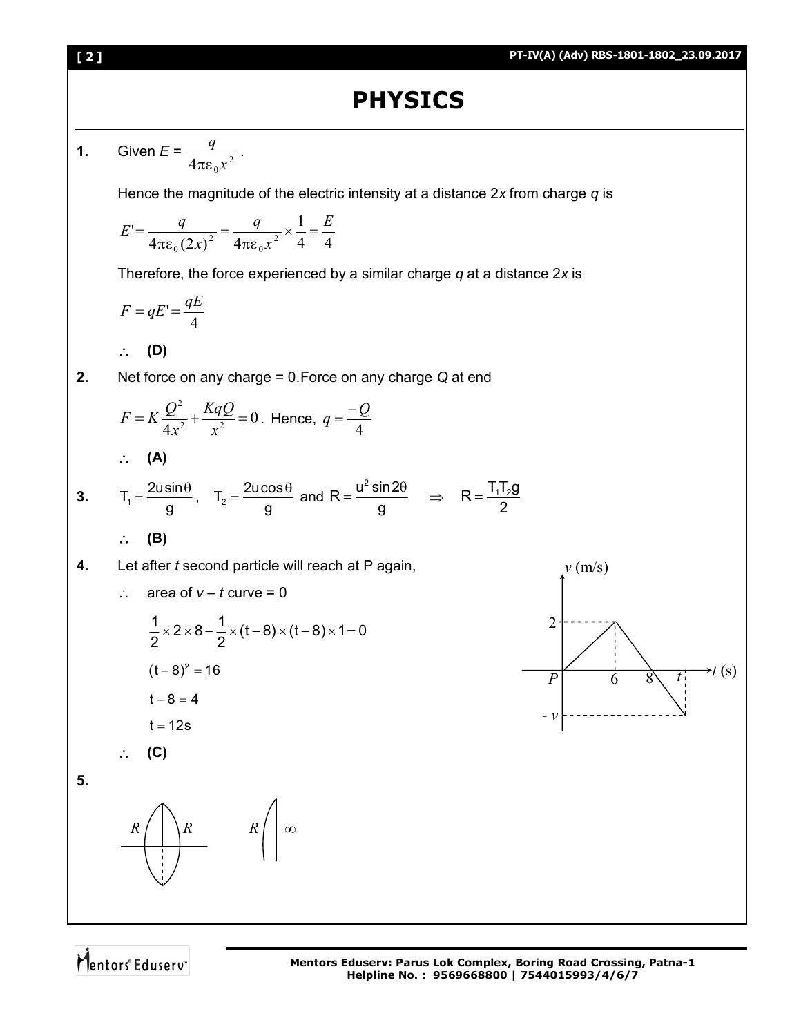# PHYSICS

**1.** Given $E = \dfrac{q}{4\pi\varepsilon_0 x^2}$.

Hence the magnitude of the electric intensity at a distance 2*x* from charge *q* is

$$E' = \frac{q}{4\pi\varepsilon_0 (2x)^2} = \frac{q}{4\pi\varepsilon_0 x^2} \times \frac{1}{4} = \frac{E}{4}$$

Therefore, the force experienced by a similar charge *q* at a distance 2*x* is

$$F = qE' = \frac{qE}{4}$$

$\therefore$ **(D)**

**2.** Net force on any charge = 0.Force on any charge *Q* at end

$F = K\dfrac{Q^2}{4x^2} + \dfrac{KqQ}{x^2} = 0$. Hence, $q = \dfrac{-Q}{4}$

$\therefore$ **(A)**

**3.** $T_1 = \dfrac{2u\sin\theta}{g}$, $T_2 = \dfrac{2u\cos\theta}{g}$ and $R = \dfrac{u^2\sin 2\theta}{g}$ $\Rightarrow$ $R = \dfrac{T_1 T_2 g}{2}$

$\therefore$ **(B)**

**4.** Let after *t* second particle will reach at P again,

$\therefore$ area of $v - t$ curve = 0

$$\frac{1}{2} \times 2 \times 8 - \frac{1}{2} \times (t-8) \times (t-8) \times 1 = 0$$

$$(t-8)^2 = 16$$

$$t - 8 = 4$$

$$t = 12\text{s}$$

$\therefore$ **(C)**

**5.**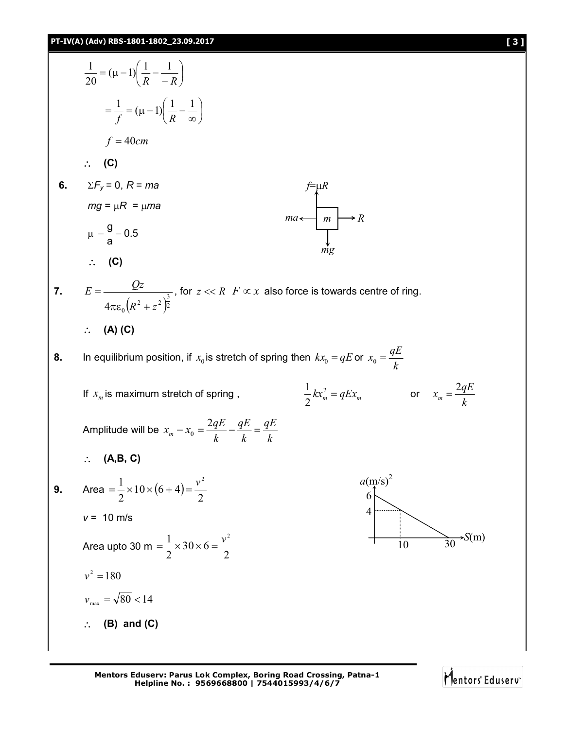$$\frac{1}{20} = (\mu - 1)\left(\frac{1}{R} - \frac{1}{-R}\right)$$

$$= \frac{1}{f} = (\mu - 1)\left(\frac{1}{R} - \frac{1}{\infty}\right)$$

$$f = 40cm$$

$\therefore$ **(C)**

**6.** $\Sigma F_y = 0$, $R = ma$

$mg = \mu R = \mu ma$

$\mu = \frac{g}{a} = 0.5$

(Figure: block $m$ with forces $f = \mu R$ upward, $mg$ downward, $ma$ to the left, $R$ to the right)

$\therefore$ **(C)**

**7.** $E = \dfrac{Qz}{4\pi\varepsilon_0 \left(R^2 + z^2\right)^{\frac{3}{2}}}$, for $z << R$ $F \propto x$ also force is towards centre of ring.

$\therefore$ **(A) (C)**

**8.** In equilibrium position, if $x_0$ is stretch of spring then $kx_0 = qE$ or $x_0 = \dfrac{qE}{k}$

If $x_m$ is maximum stretch of spring , $\qquad \frac{1}{2}kx_m^2 = qEx_m \qquad$ or $\quad x_m = \dfrac{2qE}{k}$

Amplitude will be $x_m - x_0 = \dfrac{2qE}{k} - \dfrac{qE}{k} = \dfrac{qE}{k}$

$\therefore$ **(A,B, C)**

**9.** Area $= \frac{1}{2} \times 10 \times (6 + 4) = \frac{v^2}{2}$

$v =$ 10 m/s

Area upto 30 m $= \frac{1}{2} \times 30 \times 6 = \frac{v^2}{2}$

(Graph: $a$(m/s)$^2$ versus $S$(m); $a$ decreases linearly from 6 at $S = 0$ to 0 at $S = 30$, with $a = 4$ at $S = 10$)

$v^2 = 180$

$v_{max} = \sqrt{80} < 14$

$\therefore$ **(B) and (C)**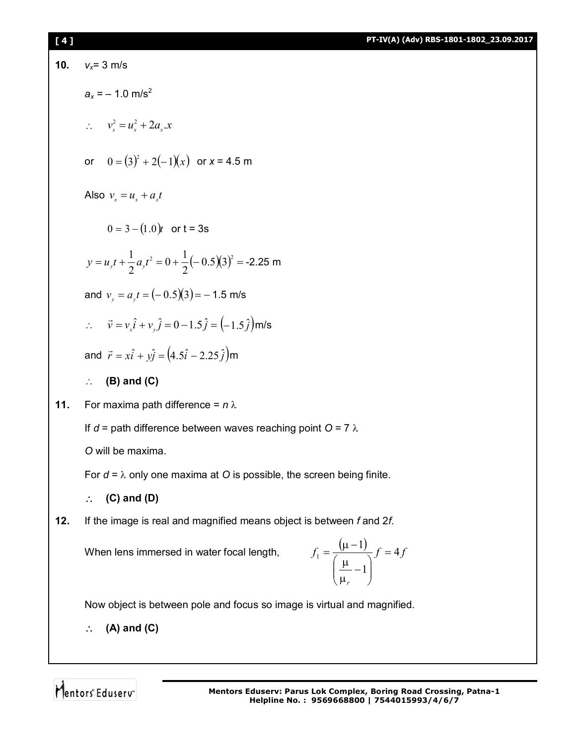**10.** $v_x = 3$ m/s

$a_x = -1.0$ m/s$^2$

$\therefore \quad v_x^2 = u_x^2 + 2a_x.x$

or $\quad 0 = (3)^2 + 2(-1)(x)$ or $x = 4.5$ m

Also $v_x = u_x + a_x t$

$0 = 3 - (1.0)t$ or t = 3s

$y = u_y t + \frac{1}{2}a_y t^2 = 0 + \frac{1}{2}(-0.5)(3)^2 =$ -2.25 m

and $v_y = a_y t = (-0.5)(3) = -$ 1.5 m/s

$\therefore \quad \vec{v} = v_x\hat{i} + v_y\hat{j} = 0 - 1.5\hat{j} = (-1.5\hat{j})$m/s

and $\vec{r} = x\hat{i} + y\hat{j} = (4.5\hat{i} - 2.25\hat{j})$m

$\therefore$ **(B) and (C)**

**11.** For maxima path difference = $n\lambda$

If $d$ = path difference between waves reaching point $O = 7\lambda$

$O$ will be maxima.

For $d = \lambda$ only one maxima at $O$ is possible, the screen being finite.

$\therefore$ **(C) and (D)**

**12.** If the image is real and magnified means object is between $f$ and $2f$.

When lens immersed in water focal length, $\quad f_1 = \dfrac{(\mu - 1)}{\left(\dfrac{\mu}{\mu_r} - 1\right)} f = 4f$

Now object is between pole and focus so image is virtual and magnified.

$\therefore$ **(A) and (C)**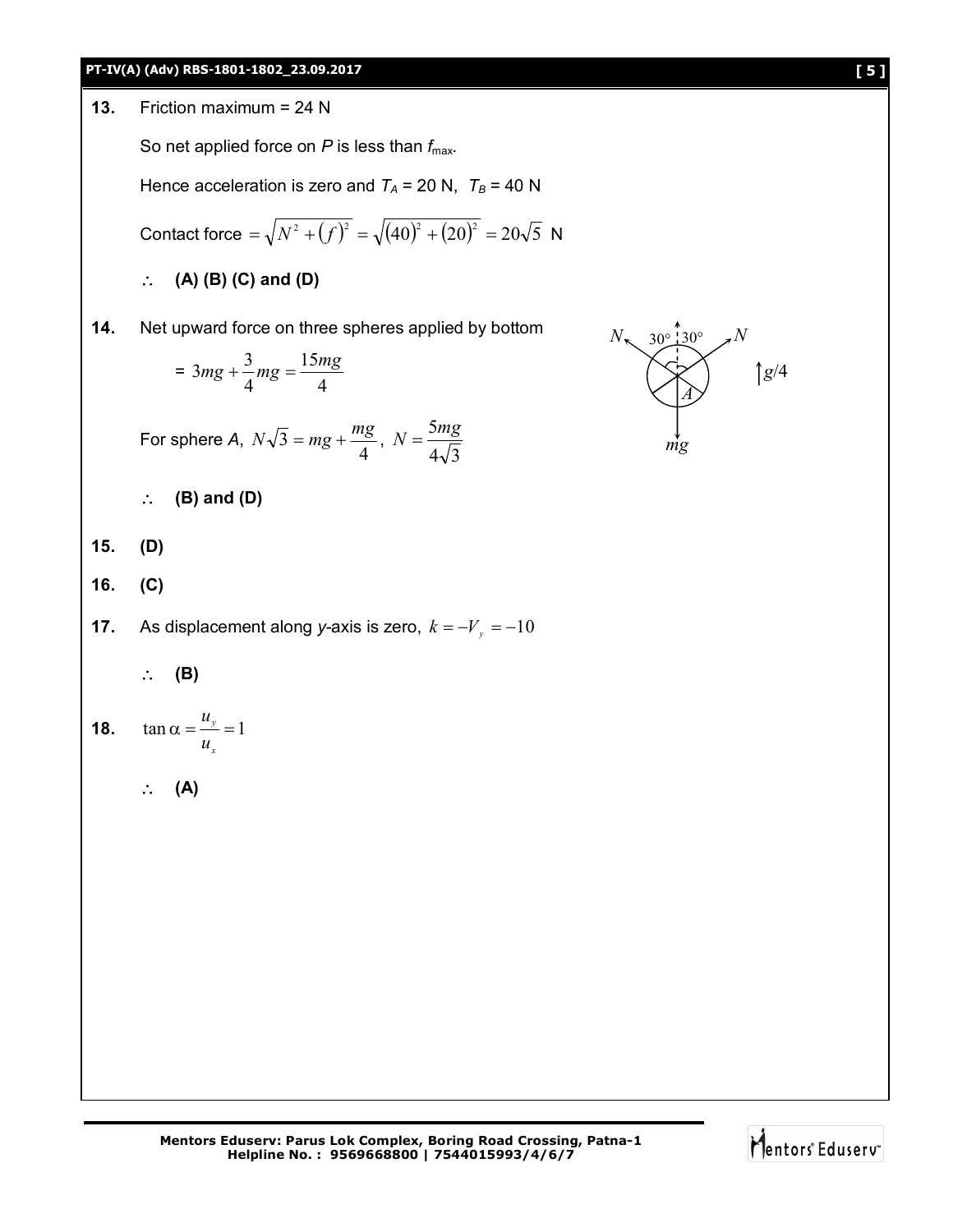**13.** Friction maximum = 24 N

So net applied force on $P$ is less than $f_{max}$.

Hence acceleration is zero and $T_A$ = 20 N, $T_B$ = 40 N

Contact force $= \sqrt{N^2 + (f)^2} = \sqrt{(40)^2 + (20)^2} = 20\sqrt{5}$ N

$\therefore$ **(A) (B) (C) and (D)**

**14.** Net upward force on three spheres applied by bottom

$= 3mg + \frac{3}{4}mg = \frac{15mg}{4}$

For sphere $A$, $N\sqrt{3} = mg + \frac{mg}{4}$, $N = \frac{5mg}{4\sqrt{3}}$

$\therefore$ **(B) and (D)**

**15.** **(D)**

**16.** **(C)**

**17.** As displacement along $y$-axis is zero, $k = -V_y = -10$

$\therefore$ **(B)**

**18.** $\tan\alpha = \frac{u_y}{u_x} = 1$

$\therefore$ **(A)**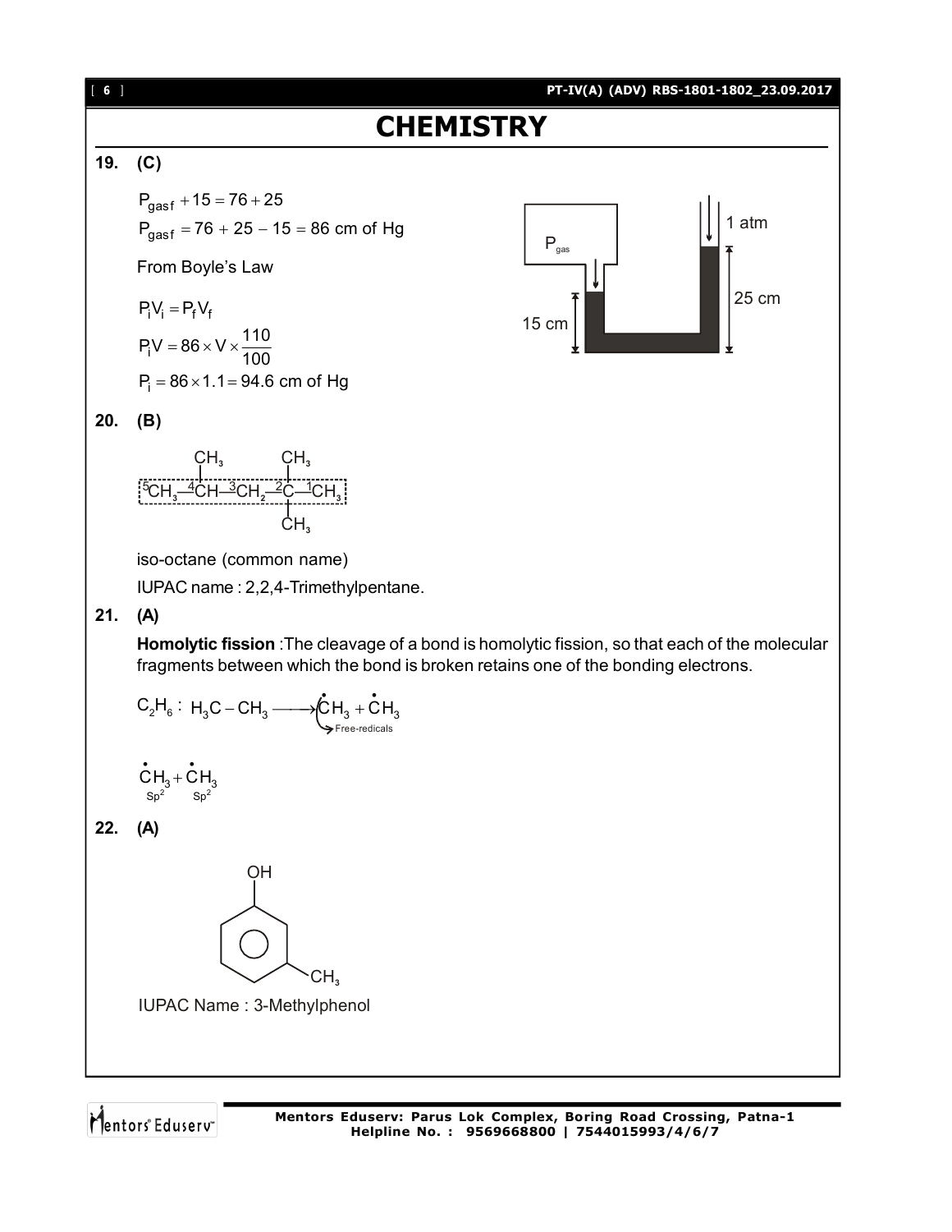# CHEMISTRY

**19. (C)**

$$P_{gasf} + 15 = 76 + 25$$

$$P_{gasf} = 76 + 25 - 15 = 86 \text{ cm of Hg}$$

From Boyle's Law

$$P_i V_i = P_f V_f$$

$$P_i V = 86 \times V \times \frac{110}{100}$$

$$P_i = 86 \times 1.1 = 94.6 \text{ cm of Hg}$$

$P_{gas}$, 1 atm, 25 cm, 15 cm

**20. (B)**

$$\overset{5}{C}H_3 - \overset{4}{C}H(CH_3) - \overset{3}{C}H_2 - \overset{2}{C}(CH_3)_2 - \overset{1}{C}H_3$$

iso-octane (common name)

IUPAC name : 2,2,4-Trimethylpentane.

**21. (A)**

**Homolytic fission** :The cleavage of a bond is homolytic fission, so that each of the molecular fragments between which the bond is broken retains one of the bonding electrons.

$$C_2H_6 : H_3C - CH_3 \longrightarrow \dot{C}H_3 + \dot{C}H_3$$

Free-redicals

$$\underset{Sp^2}{\dot{C}H_3} + \underset{Sp^2}{\dot{C}H_3}$$

**22. (A)**

(Benzene ring with OH at position 1 and $CH_3$ at position 3)

IUPAC Name : 3-Methylphenol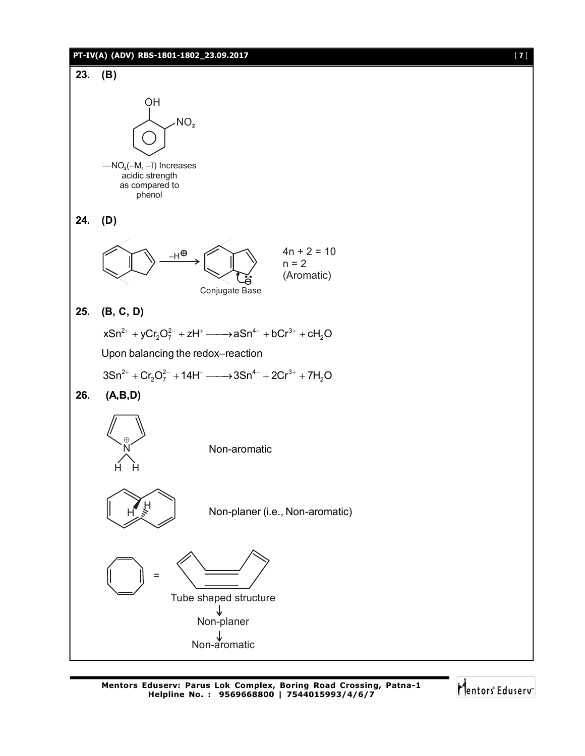**23. (B)**

OH, $NO_2$

$-NO_2(-M, -I)$ Increases acidic strength as compared to phenol

**24. (D)**

$\xrightarrow{-H^{\oplus}}$

Conjugate Base

$4n + 2 = 10$
$n = 2$
(Aromatic)

**25. (B, C, D)**

$$xSn^{2+} + yCr_2O_7^{2-} + zH^+ \longrightarrow aSn^{4+} + bCr^{3+} + cH_2O$$

Upon balancing the redox–reaction

$$3Sn^{2+} + Cr_2O_7^{2-} + 14H^+ \longrightarrow 3Sn^{4+} + 2Cr^{3+} + 7H_2O$$

**26. (A,B,D)**

Non-aromatic

Non-planer (i.e., Non-aromatic)

Tube shaped structure
↓
Non-planer
↓
Non-aromatic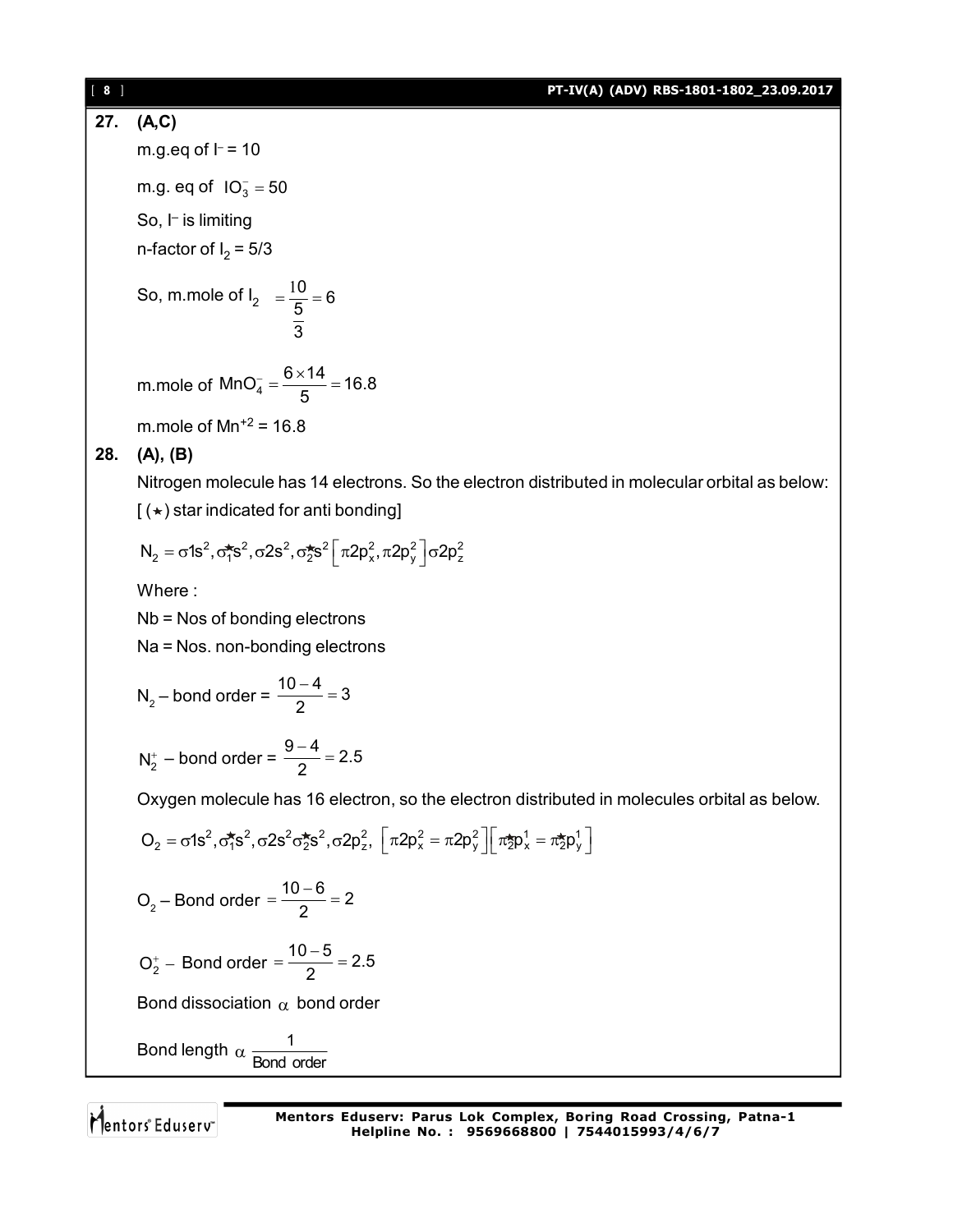**27. (A,C)**

m.g.eq of $I^-$ = 10

m.g. eq of $IO_3^- = 50$

So, $I^-$ is limiting

n-factor of $I_2$ = 5/3

So, m.mole of $I_2 = \frac{10}{\frac{5}{3}} = 6$

m.mole of $MnO_4^- = \frac{6 \times 14}{5} = 16.8$

m.mole of $Mn^{+2}$ = 16.8

**28. (A), (B)**

Nitrogen molecule has 14 electrons. So the electron distributed in molecular orbital as below:

[ (★) star indicated for anti bonding]

$$N_2 = \sigma 1s^2, \sigma_1^{\star} s^2, \sigma 2s^2, \sigma_2^{\star} s^2 \left[\pi 2p_x^2, \pi 2p_y^2\right] \sigma 2p_z^2$$

Where :

Nb = Nos of bonding electrons

Na = Nos. non-bonding electrons

$N_2$ – bond order = $\frac{10-4}{2} = 3$

$N_2^+$ – bond order = $\frac{9-4}{2} = 2.5$

Oxygen molecule has 16 electron, so the electron distributed in molecules orbital as below.

$$O_2 = \sigma 1s^2, \sigma_1^{\star} s^2, \sigma 2s^2 \sigma_2^{\star} s^2, \sigma 2p_z^2, \left[\pi 2p_x^2 = \pi 2p_y^2\right]\left[\pi_2^{\star} p_x^1 = \pi_2^{\star} p_y^1\right]$$

$O_2$ – Bond order $= \frac{10-6}{2} = 2$

$O_2^+$ – Bond order $= \frac{10-5}{2} = 2.5$

Bond dissociation $\alpha$ bond order

Bond length $\alpha \frac{1}{\text{Bond order}}$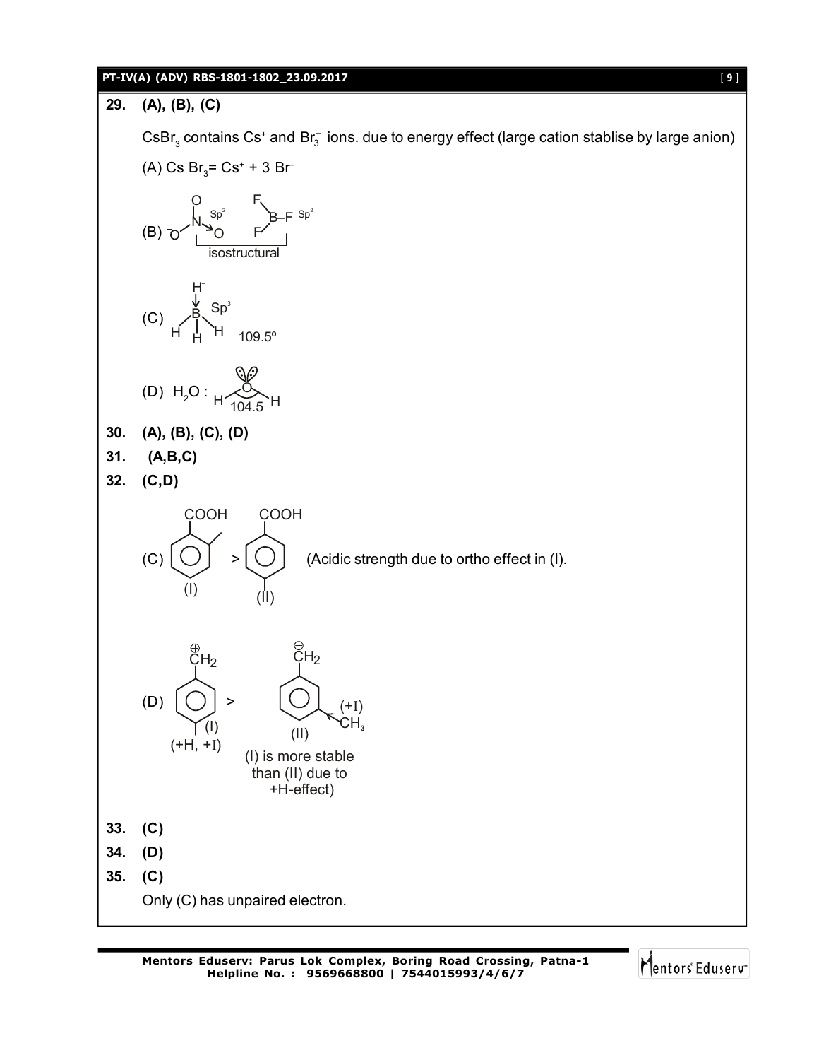**29.** **(A), (B), (C)**

$CsBr_3$ contains $Cs^+$ and $Br_3^-$ ions. due to energy effect (large cation stablise by large anion)

(A) $CsBr_3 = Cs^+ + 3\,Br^-$

(B) $^-O-N(=O)\rightarrow O$ ($sp^2$) and $BF_3$ ($sp^2$) — isostructural

(C) $BH_4^-$ : $H^- \rightarrow BH_3$, $sp^3$, 109.5º

(D) $H_2O$ : H–O–H, 104.5

**30.** **(A), (B), (C), (D)**

**31.** **(A,B,C)**

**32.** **(C,D)**

(C) o-toluic acid (I) > p-toluic acid (II) (Acidic strength due to ortho effect in (I).

(D) p-methylbenzyl cation (I) (+H, +I) > m-methylbenzyl cation (II) (+I)

(I) is more stable than (II) due to +H-effect)

**33.** **(C)**

**34.** **(D)**

**35.** **(C)**

Only (C) has unpaired electron.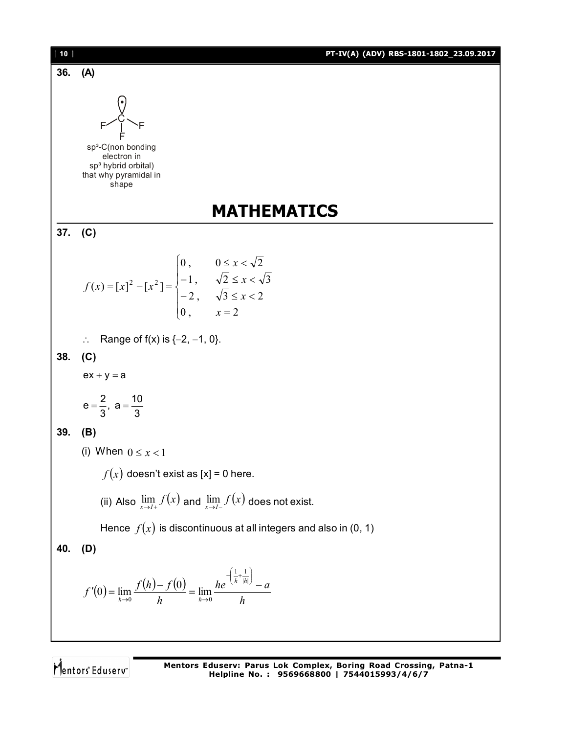**36. (A)**

$CF_3$ (pyramidal structure with non-bonding electron on C)

sp³-C(non bonding electron in sp³ hybrid orbital) that why pyramidal in shape

# MATHEMATICS

**37. (C)**

$$f(x) = [x]^2 - [x^2] = \begin{cases} 0, & 0 \le x < \sqrt{2} \\ -1, & \sqrt{2} \le x < \sqrt{3} \\ -2, & \sqrt{3} \le x < 2 \\ 0, & x = 2 \end{cases}$$

$\therefore$ Range of f(x) is {–2, –1, 0}.

**38. (C)**

$ex + y = a$

$e = \dfrac{2}{3},\ a = \dfrac{10}{3}$

**39. (B)**

(i) When $0 \le x < 1$

$f(x)$ doesn't exist as [x] = 0 here.

(ii) Also $\lim\limits_{x \to I+} f(x)$ and $\lim\limits_{x \to I-} f(x)$ does not exist.

Hence $f(x)$ is discontinuous at all integers and also in (0, 1)

**40. (D)**

$$f'(0) = \lim_{h \to 0} \frac{f(h) - f(0)}{h} = \lim_{h \to 0} \frac{he^{-\left(\frac{1}{h} + \frac{1}{|h|}\right)} - a}{h}$$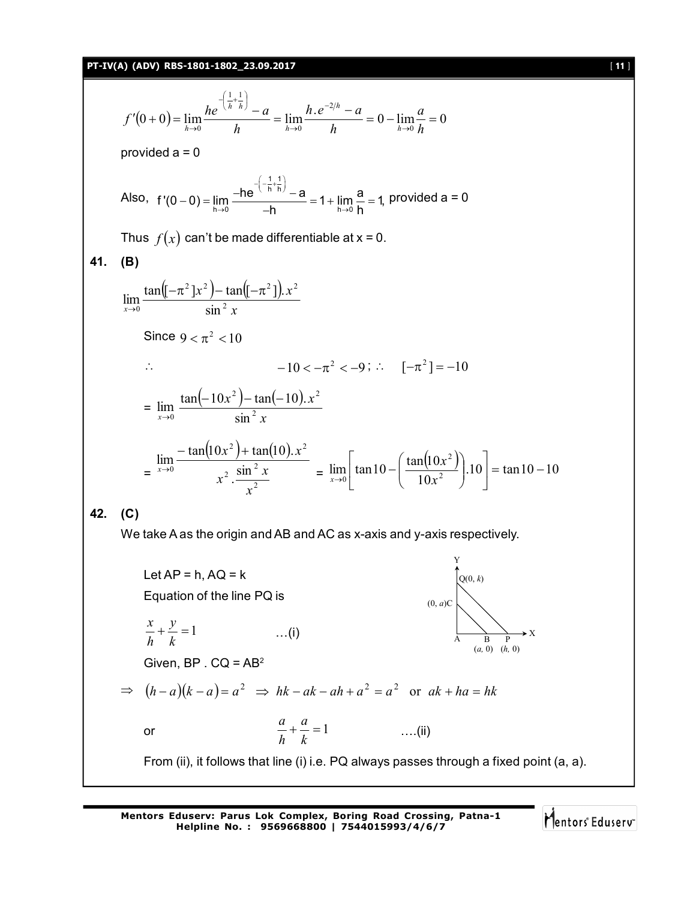$$f'(0+0) = \lim_{h \to 0} \frac{he^{-\left(\frac{1}{h}+\frac{1}{h}\right)} - a}{h} = \lim_{h \to 0} \frac{h.e^{-2/h} - a}{h} = 0 - \lim_{h \to 0} \frac{a}{h} = 0$$

provided a = 0

Also, $f'(0-0) = \lim_{h \to 0} \frac{-he^{-\left(-\frac{1}{h}+\frac{1}{h}\right)} - a}{-h} = 1 + \lim_{h \to 0} \frac{a}{h} = 1$, provided a = 0

Thus $f(x)$ can't be made differentiable at x = 0.

**41. (B)**

$$\lim_{x \to 0} \frac{\tan([-\pi^2]x^2) - \tan([-\pi^2]).x^2}{\sin^2 x}$$

Since $9 < \pi^2 < 10$

$\therefore \qquad -10 < -\pi^2 < -9$ ; $\therefore \quad [-\pi^2] = -10$

$$= \lim_{x \to 0} \frac{\tan(-10x^2) - \tan(-10).x^2}{\sin^2 x}$$

$$= \lim_{x \to 0} \frac{-\tan(10x^2) + \tan(10).x^2}{x^2.\frac{\sin^2 x}{x^2}} = \lim_{x \to 0} \left[\tan 10 - \left(\frac{\tan(10x^2)}{10x^2}\right).10\right] = \tan 10 - 10$$

**42. (C)**

We take A as the origin and AB and AC as x-axis and y-axis respectively.

Let AP = h, AQ = k

Equation of the line PQ is

$$\frac{x}{h} + \frac{y}{k} = 1 \qquad \text{...(i)}$$

Given, BP . CQ = AB²

$\Rightarrow \quad (h-a)(k-a) = a^2 \quad \Rightarrow \quad hk - ak - ah + a^2 = a^2 \quad$ or $\quad ak + ha = hk$

or $\qquad \frac{a}{h} + \frac{a}{k} = 1 \qquad$ ....(ii)

From (ii), it follows that line (i) i.e. PQ always passes through a fixed point (a, a).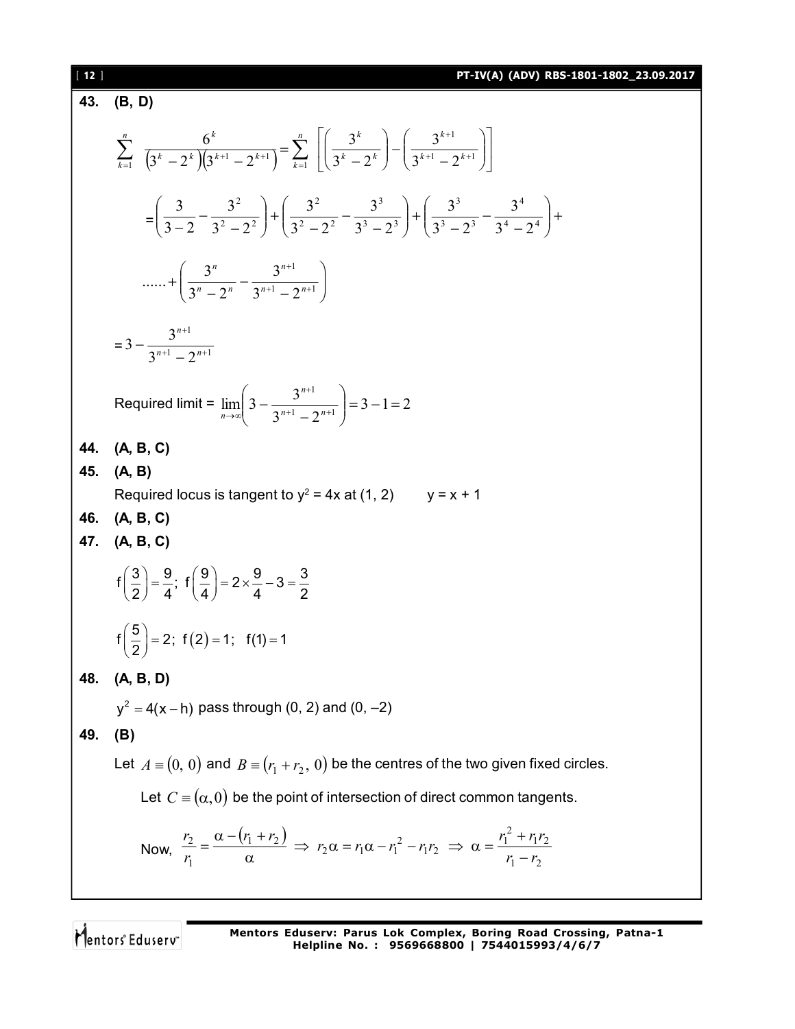**43. (B, D)**

$$\sum_{k=1}^{n} \frac{6^k}{\left(3^k - 2^k\right)\left(3^{k+1} - 2^{k+1}\right)} = \sum_{k=1}^{n} \left[\left(\frac{3^k}{3^k - 2^k}\right) - \left(\frac{3^{k+1}}{3^{k+1} - 2^{k+1}}\right)\right]$$

$$= \left(\frac{3}{3-2} - \frac{3^2}{3^2 - 2^2}\right) + \left(\frac{3^2}{3^2 - 2^2} - \frac{3^3}{3^3 - 2^3}\right) + \left(\frac{3^3}{3^3 - 2^3} - \frac{3^4}{3^4 - 2^4}\right) +$$

$$...... + \left(\frac{3^n}{3^n - 2^n} - \frac{3^{n+1}}{3^{n+1} - 2^{n+1}}\right)$$

$$= 3 - \frac{3^{n+1}}{3^{n+1} - 2^{n+1}}$$

Required limit = $\lim_{n \to \infty} \left(3 - \frac{3^{n+1}}{3^{n+1} - 2^{n+1}}\right) = 3 - 1 = 2$

**44. (A, B, C)**

**45. (A, B)**

Required locus is tangent to $y^2 = 4x$ at (1, 2) $\quad y = x + 1$

**46. (A, B, C)**

**47. (A, B, C)**

$f\left(\frac{3}{2}\right) = \frac{9}{4}$; $f\left(\frac{9}{4}\right) = 2 \times \frac{9}{4} - 3 = \frac{3}{2}$

$f\left(\frac{5}{2}\right) = 2$; $f(2) = 1$; $f(1) = 1$

**48. (A, B, D)**

$y^2 = 4(x - h)$ pass through (0, 2) and (0, –2)

**49. (B)**

Let $A \equiv (0, 0)$ and $B \equiv (r_1 + r_2, 0)$ be the centres of the two given fixed circles.

Let $C \equiv (\alpha, 0)$ be the point of intersection of direct common tangents.

Now, $\frac{r_2}{r_1} = \frac{\alpha - (r_1 + r_2)}{\alpha} \Rightarrow r_2\alpha = r_1\alpha - r_1^2 - r_1 r_2 \Rightarrow \alpha = \frac{r_1^2 + r_1 r_2}{r_1 - r_2}$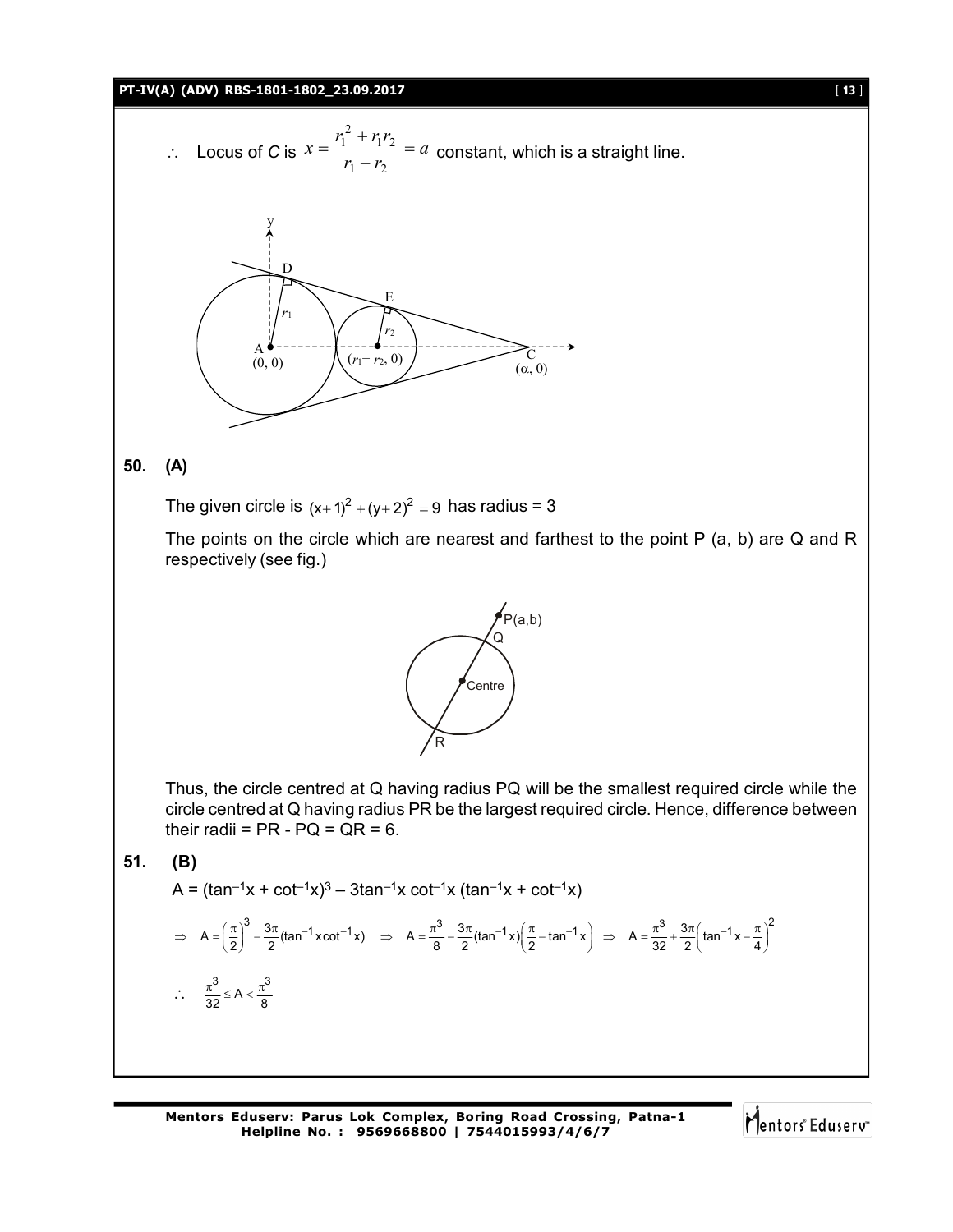$\therefore$ Locus of *C* is $x = \dfrac{r_1^2 + r_1 r_2}{r_1 - r_2} = a$ constant, which is a straight line.

**50. (A)**

The given circle is $(x+1)^2 + (y+2)^2 = 9$ has radius = 3

The points on the circle which are nearest and farthest to the point P (a, b) are Q and R respectively (see fig.)

Thus, the circle centred at Q having radius PQ will be the smallest required circle while the circle centred at Q having radius PR be the largest required circle. Hence, difference between their radii = PR - PQ = QR = 6.

**51. (B)**

A = $(\tan^{-1}x + \cot^{-1}x)^3 - 3\tan^{-1}x\cot^{-1}x(\tan^{-1}x + \cot^{-1}x)$

$$\Rightarrow \quad A = \left(\frac{\pi}{2}\right)^3 - \frac{3\pi}{2}(\tan^{-1}x\cot^{-1}x) \quad \Rightarrow \quad A = \frac{\pi^3}{8} - \frac{3\pi}{2}(\tan^{-1}x)\left(\frac{\pi}{2} - \tan^{-1}x\right) \quad \Rightarrow \quad A = \frac{\pi^3}{32} + \frac{3\pi}{2}\left(\tan^{-1}x - \frac{\pi}{4}\right)^2$$

$$\therefore \quad \frac{\pi^3}{32} \le A < \frac{\pi^3}{8}$$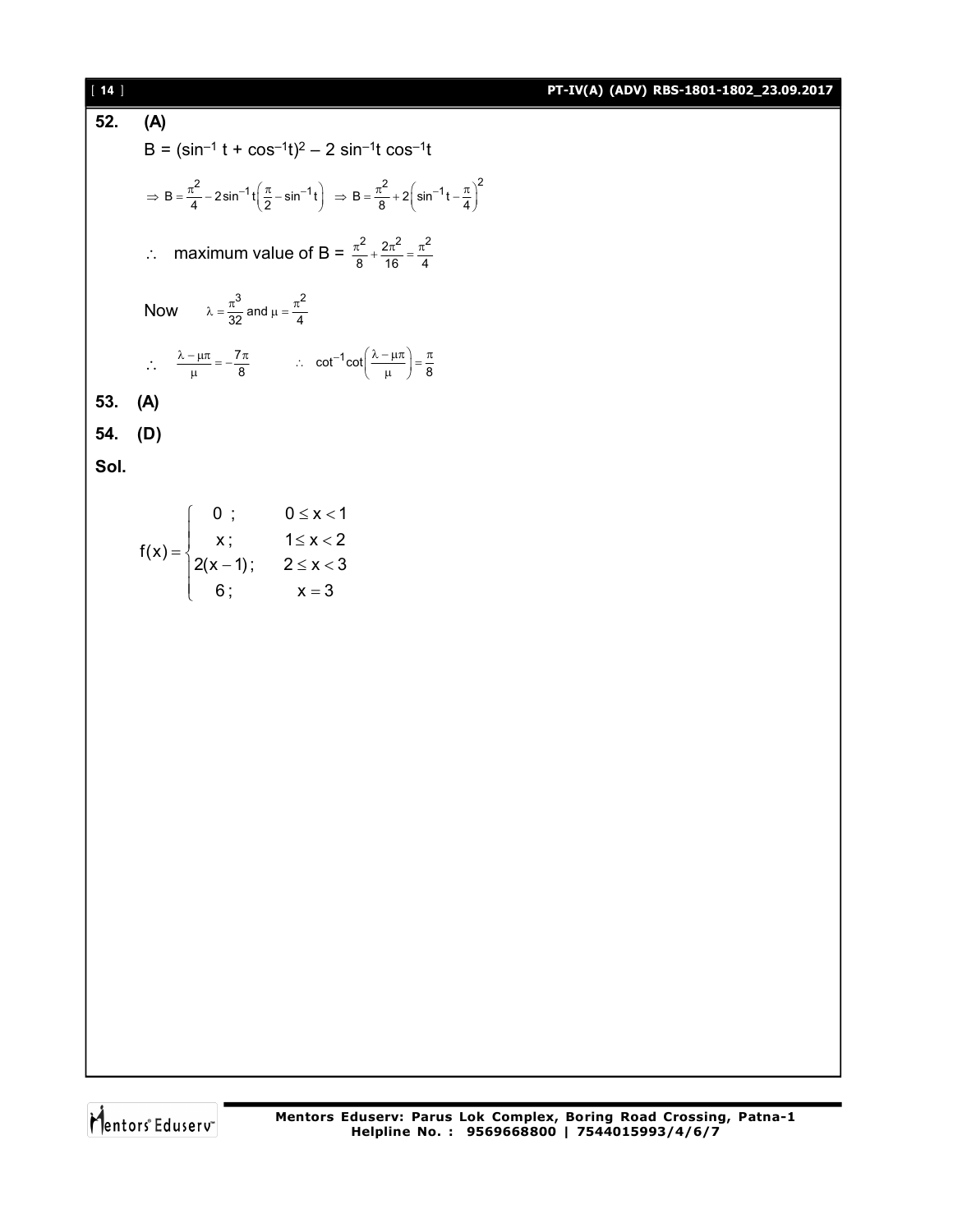**52. (A)**

$B = (\sin^{-1} t + \cos^{-1}t)^2 - 2 \sin^{-1}t \cos^{-1}t$

$\Rightarrow B = \dfrac{\pi^2}{4} - 2\sin^{-1}t\left(\dfrac{\pi}{2} - \sin^{-1}t\right) \Rightarrow B = \dfrac{\pi^2}{8} + 2\left(\sin^{-1}t - \dfrac{\pi}{4}\right)^2$

$\therefore$ maximum value of B = $\dfrac{\pi^2}{8} + \dfrac{2\pi^2}{16} = \dfrac{\pi^2}{4}$

Now $\lambda = \dfrac{\pi^3}{32}$ and $\mu = \dfrac{\pi^2}{4}$

$\therefore \dfrac{\lambda - \mu\pi}{\mu} = -\dfrac{7\pi}{8}$ $\qquad \therefore \cot^{-1}\cot\left(\dfrac{\lambda - \mu\pi}{\mu}\right) = \dfrac{\pi}{8}$

**53. (A)**

**54. (D)**

**Sol.**

$$f(x) = \begin{cases} 0\ ; & 0 \le x < 1 \\ x\ ; & 1 \le x < 2 \\ 2(x-1)\ ; & 2 \le x < 3 \\ 6\ ; & x = 3 \end{cases}$$